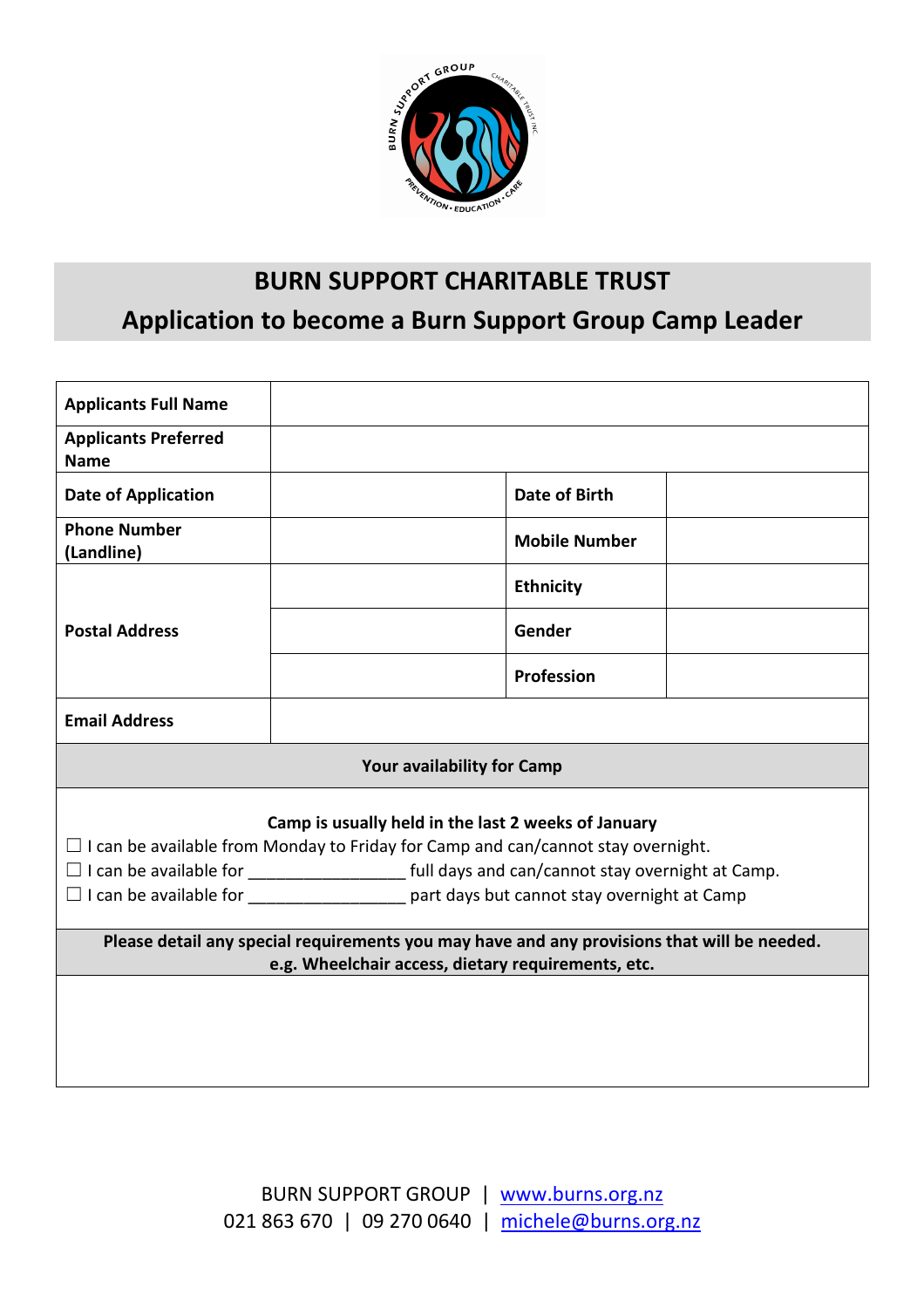# BURN SUPPORT CHARITABLE TRUST

## Application to become a Burn Support Group Camp Leader

| **Applicants Full Name** | | | |
|---|---|---|---|
| **Applicants Preferred Name** | | | |
| **Date of Application** | | **Date of Birth** | |
| **Phone Number (Landline)** | | **Mobile Number** | |
| **Postal Address** | | **Ethnicity** | |
| | | **Gender** | |
| | | **Profession** | |
| **Email Address** | | | |

**Your availability for Camp**

**Camp is usually held in the last 2 weeks of January**

☐ I can be available from Monday to Friday for Camp and can/cannot stay overnight.
☐ I can be available for _________________ full days and can/cannot stay overnight at Camp.
☐ I can be available for _________________ part days but cannot stay overnight at Camp

**Please detail any special requirements you may have and any provisions that will be needed. e.g. Wheelchair access, dietary requirements, etc.**

BURN SUPPORT GROUP | www.burns.org.nz
021 863 670 | 09 270 0640 | michele@burns.org.nz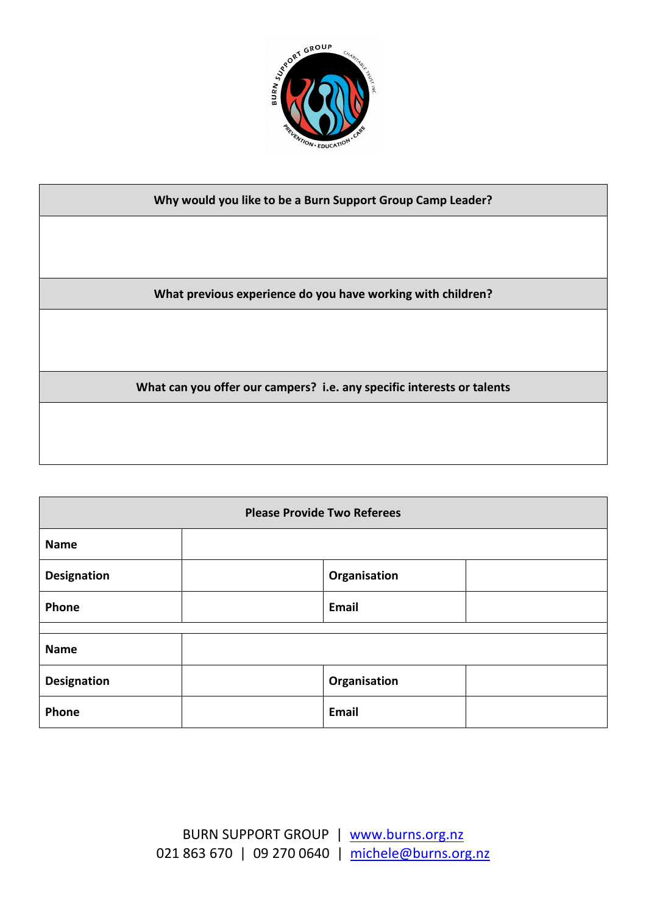| Why would you like to be a Burn Support Group Camp Leader? |
| --- |
| |
| **What previous experience do you have working with children?** |
| |
| **What can you offer our campers? i.e. any specific interests or talents** |
| |

| Please Provide Two Referees | | | |
| --- | --- | --- | --- |
| **Name** | | | |
| **Designation** | | **Organisation** | |
| **Phone** | | **Email** | |
| | | | |
| **Name** | | | |
| **Designation** | | **Organisation** | |
| **Phone** | | **Email** | |

BURN SUPPORT GROUP | [www.burns.org.nz](http://www.burns.org.nz)
021 863 670 | 09 270 0640 | [michele@burns.org.nz](mailto:michele@burns.org.nz)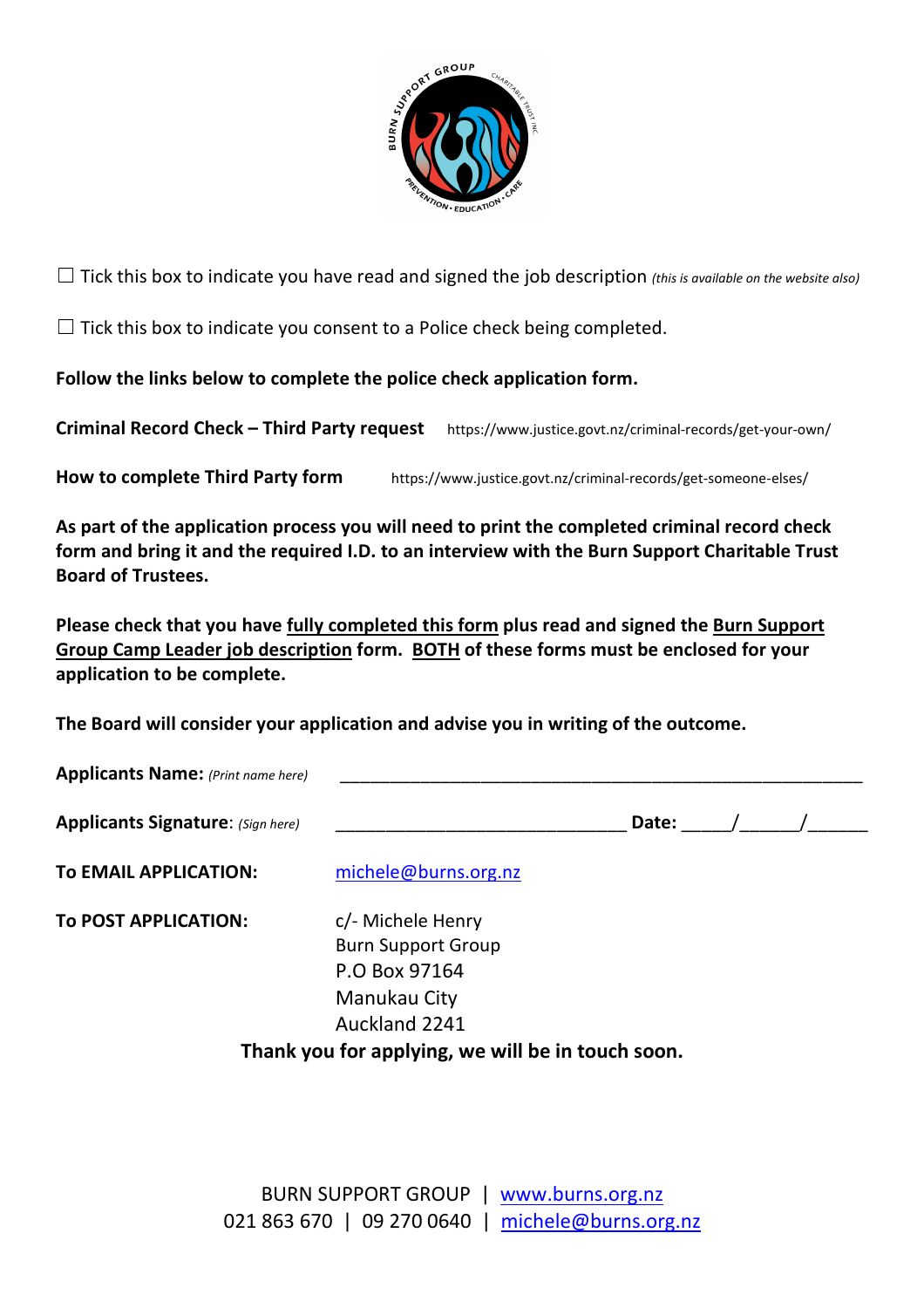☐ Tick this box to indicate you have read and signed the job description *(this is available on the website also)*

☐ Tick this box to indicate you consent to a Police check being completed.

**Follow the links below to complete the police check application form.**

**Criminal Record Check – Third Party request** https://www.justice.govt.nz/criminal-records/get-your-own/

**How to complete Third Party form** https://www.justice.govt.nz/criminal-records/get-someone-elses/

**As part of the application process you will need to print the completed criminal record check form and bring it and the required I.D. to an interview with the Burn Support Charitable Trust Board of Trustees.**

**Please check that you have <u>fully completed this form</u> plus read and signed the <u>Burn Support Group Camp Leader job description</u> form. <u>BOTH</u> of these forms must be enclosed for your application to be complete.**

**The Board will consider your application and advise you in writing of the outcome.**

**Applicants Name:** *(Print name here)* ________________________________________________

**Applicants Signature**: *(Sign here)* ______________________________ **Date:** _____/______/______

**To EMAIL APPLICATION:** michele@burns.org.nz

**To POST APPLICATION:** c/- Michele Henry
Burn Support Group
P.O Box 97164
Manukau City
Auckland 2241

**Thank you for applying, we will be in touch soon.**

BURN SUPPORT GROUP | www.burns.org.nz
021 863 670 | 09 270 0640 | michele@burns.org.nz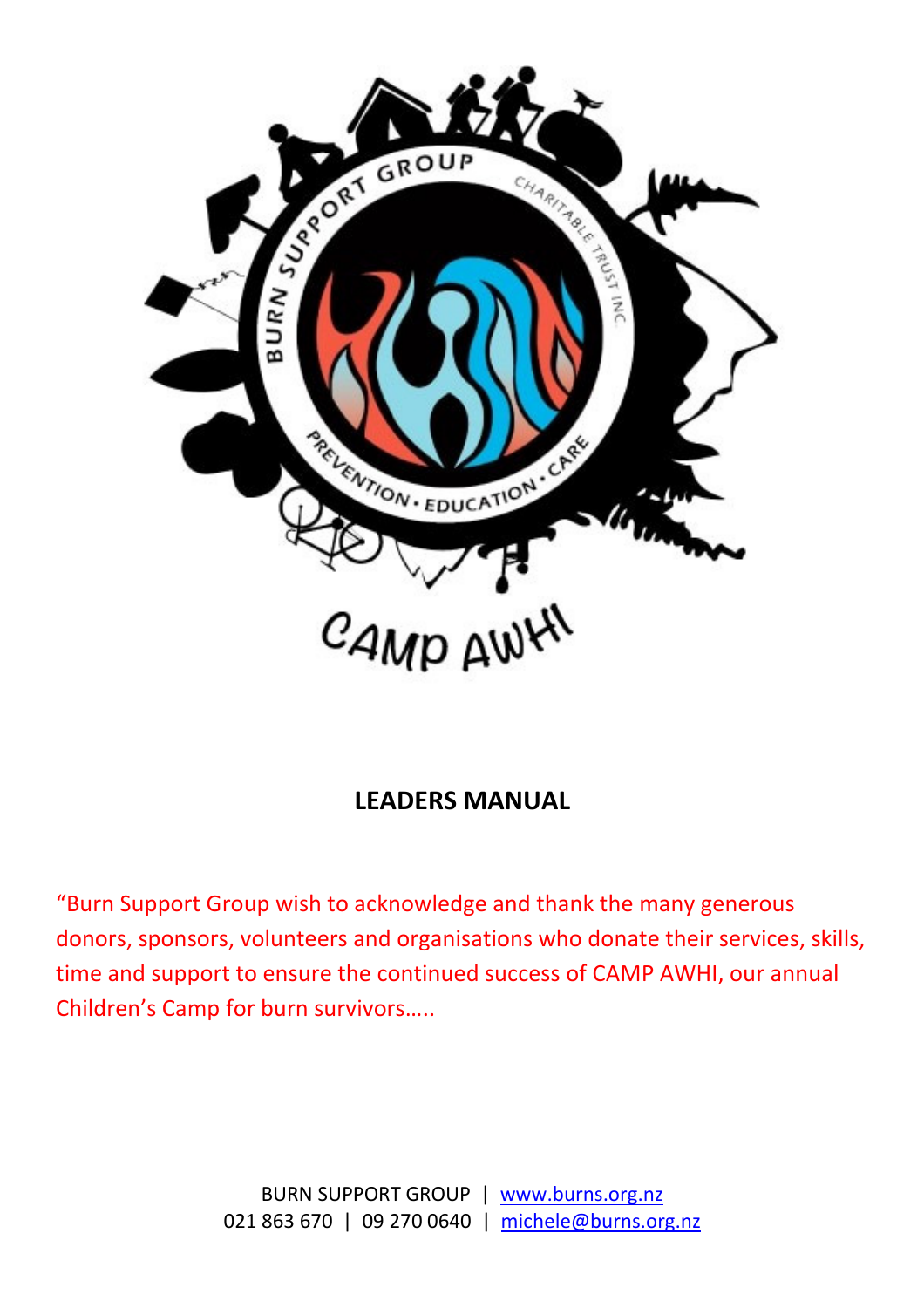**LEADERS MANUAL**

"Burn Support Group wish to acknowledge and thank the many generous donors, sponsors, volunteers and organisations who donate their services, skills, time and support to ensure the continued success of CAMP AWHI, our annual Children's Camp for burn survivors…..

BURN SUPPORT GROUP | www.burns.org.nz
021 863 670 | 09 270 0640 | michele@burns.org.nz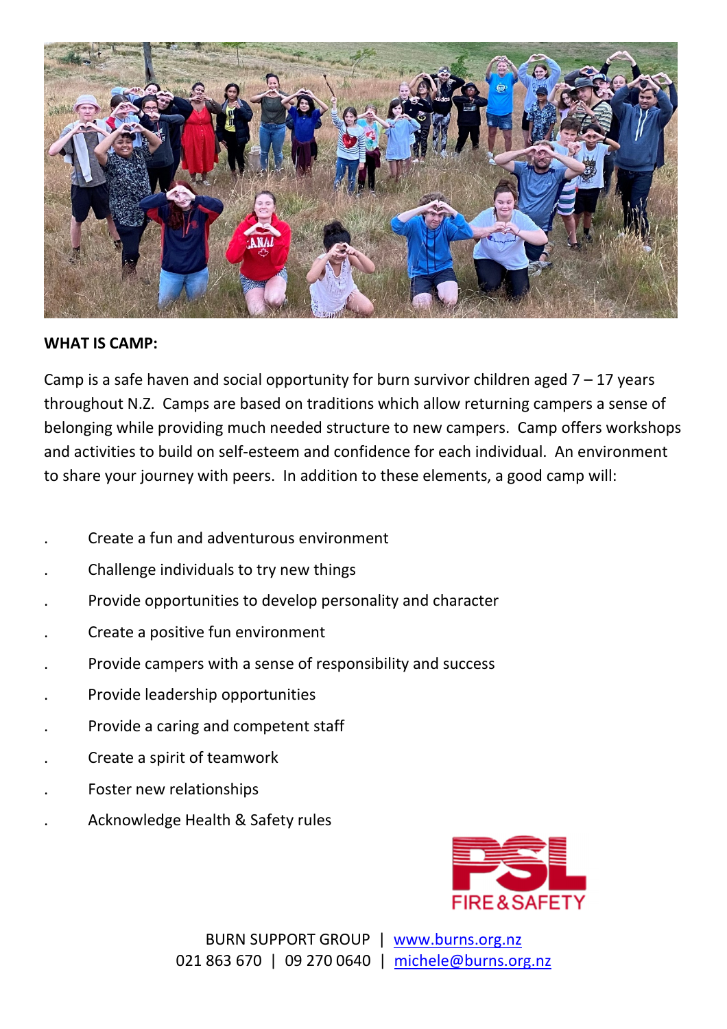**WHAT IS CAMP:**

Camp is a safe haven and social opportunity for burn survivor children aged 7 – 17 years throughout N.Z. Camps are based on traditions which allow returning campers a sense of belonging while providing much needed structure to new campers. Camp offers workshops and activities to build on self-esteem and confidence for each individual. An environment to share your journey with peers. In addition to these elements, a good camp will:

- Create a fun and adventurous environment
- Challenge individuals to try new things
- Provide opportunities to develop personality and character
- Create a positive fun environment
- Provide campers with a sense of responsibility and success
- Provide leadership opportunities
- Provide a caring and competent staff
- Create a spirit of teamwork
- Foster new relationships
- Acknowledge Health & Safety rules

PSL FIRE & SAFETY

BURN SUPPORT GROUP | www.burns.org.nz
021 863 670 | 09 270 0640 | michele@burns.org.nz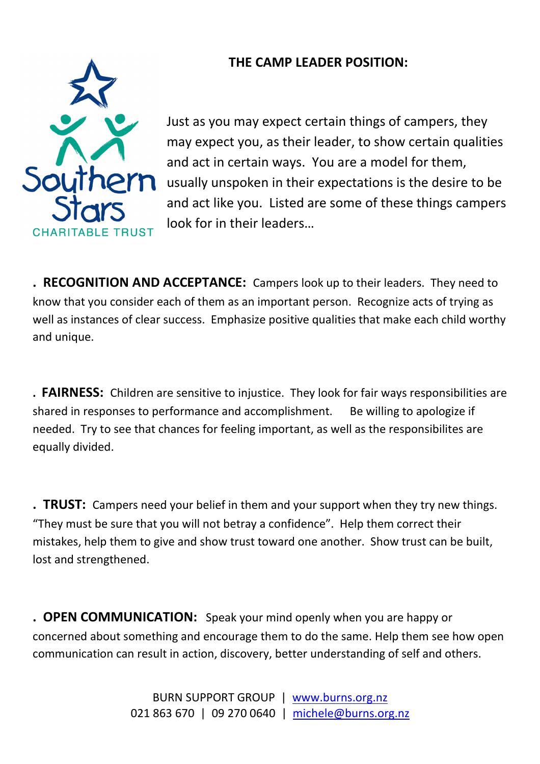Southern Stars

CHARITABLE TRUST

## THE CAMP LEADER POSITION:

Just as you may expect certain things of campers, they may expect you, as their leader, to show certain qualities and act in certain ways. You are a model for them, usually unspoken in their expectations is the desire to be and act like you. Listed are some of these things campers look for in their leaders…

. **RECOGNITION AND ACCEPTANCE:** Campers look up to their leaders. They need to know that you consider each of them as an important person. Recognize acts of trying as well as instances of clear success. Emphasize positive qualities that make each child worthy and unique.

. **FAIRNESS:** Children are sensitive to injustice. They look for fair ways responsibilities are shared in responses to performance and accomplishment. Be willing to apologize if needed. Try to see that chances for feeling important, as well as the responsibilites are equally divided.

. **TRUST:** Campers need your belief in them and your support when they try new things. "They must be sure that you will not betray a confidence". Help them correct their mistakes, help them to give and show trust toward one another. Show trust can be built, lost and strengthened.

. **OPEN COMMUNICATION:** Speak your mind openly when you are happy or concerned about something and encourage them to do the same. Help them see how open communication can result in action, discovery, better understanding of self and others.

BURN SUPPORT GROUP | www.burns.org.nz
021 863 670 | 09 270 0640 | michele@burns.org.nz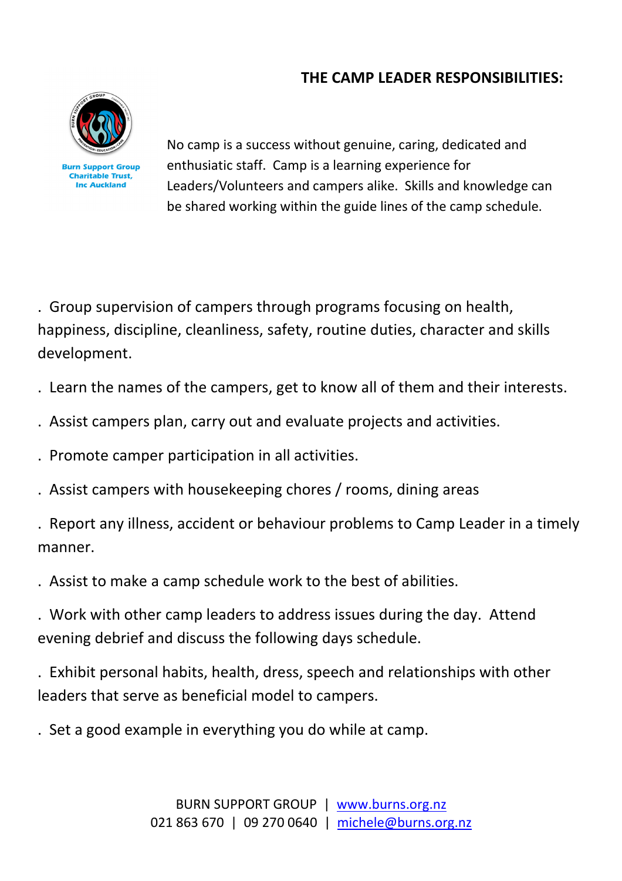## THE CAMP LEADER RESPONSIBILITIES:

Burn Support Group Charitable Trust, Inc Auckland

No camp is a success without genuine, caring, dedicated and enthusiatic staff. Camp is a learning experience for Leaders/Volunteers and campers alike. Skills and knowledge can be shared working within the guide lines of the camp schedule.

. Group supervision of campers through programs focusing on health, happiness, discipline, cleanliness, safety, routine duties, character and skills development.

. Learn the names of the campers, get to know all of them and their interests.

. Assist campers plan, carry out and evaluate projects and activities.

. Promote camper participation in all activities.

. Assist campers with housekeeping chores / rooms, dining areas

. Report any illness, accident or behaviour problems to Camp Leader in a timely manner.

. Assist to make a camp schedule work to the best of abilities.

. Work with other camp leaders to address issues during the day. Attend evening debrief and discuss the following days schedule.

. Exhibit personal habits, health, dress, speech and relationships with other leaders that serve as beneficial model to campers.

. Set a good example in everything you do while at camp.

BURN SUPPORT GROUP | www.burns.org.nz
021 863 670 | 09 270 0640 | michele@burns.org.nz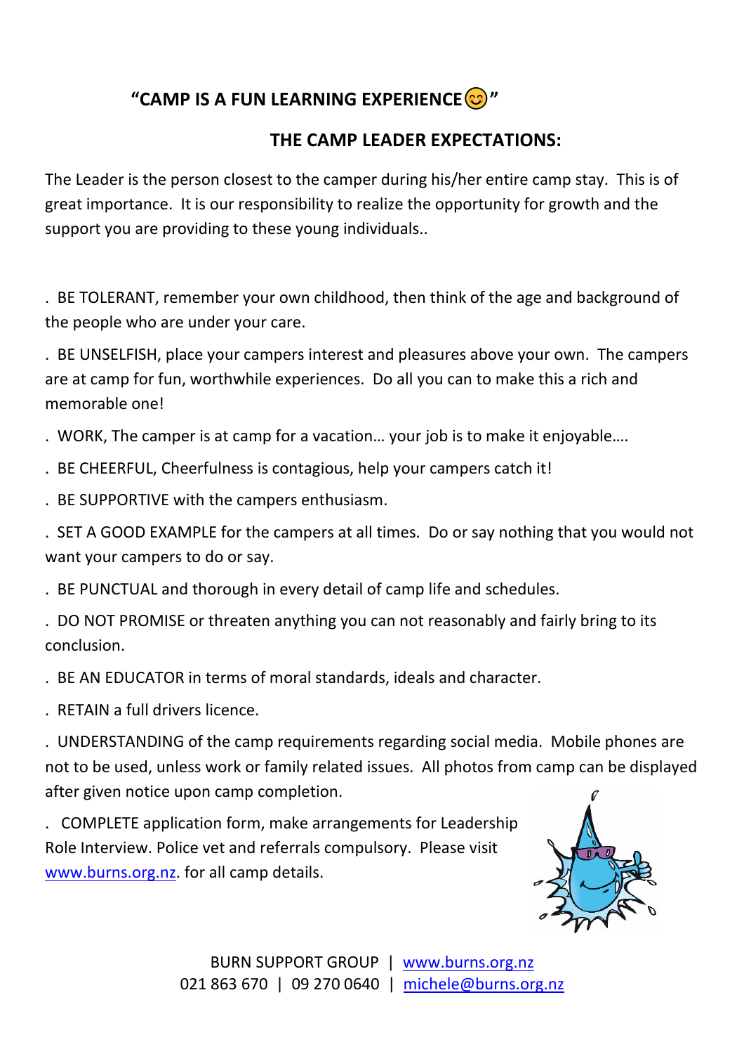## "CAMP IS A FUN LEARNING EXPERIENCE 😊"

### THE CAMP LEADER EXPECTATIONS:

The Leader is the person closest to the camper during his/her entire camp stay. This is of great importance. It is our responsibility to realize the opportunity for growth and the support you are providing to these young individuals..

. BE TOLERANT, remember your own childhood, then think of the age and background of the people who are under your care.

. BE UNSELFISH, place your campers interest and pleasures above your own. The campers are at camp for fun, worthwhile experiences. Do all you can to make this a rich and memorable one!

. WORK, The camper is at camp for a vacation… your job is to make it enjoyable….

. BE CHEERFUL, Cheerfulness is contagious, help your campers catch it!

. BE SUPPORTIVE with the campers enthusiasm.

. SET A GOOD EXAMPLE for the campers at all times. Do or say nothing that you would not want your campers to do or say.

. BE PUNCTUAL and thorough in every detail of camp life and schedules.

. DO NOT PROMISE or threaten anything you can not reasonably and fairly bring to its conclusion.

. BE AN EDUCATOR in terms of moral standards, ideals and character.

. RETAIN a full drivers licence.

. UNDERSTANDING of the camp requirements regarding social media. Mobile phones are not to be used, unless work or family related issues. All photos from camp can be displayed after given notice upon camp completion.

. COMPLETE application form, make arrangements for Leadership Role Interview. Police vet and referrals compulsory. Please visit www.burns.org.nz. for all camp details.

BURN SUPPORT GROUP | www.burns.org.nz
021 863 670 | 09 270 0640 | michele@burns.org.nz